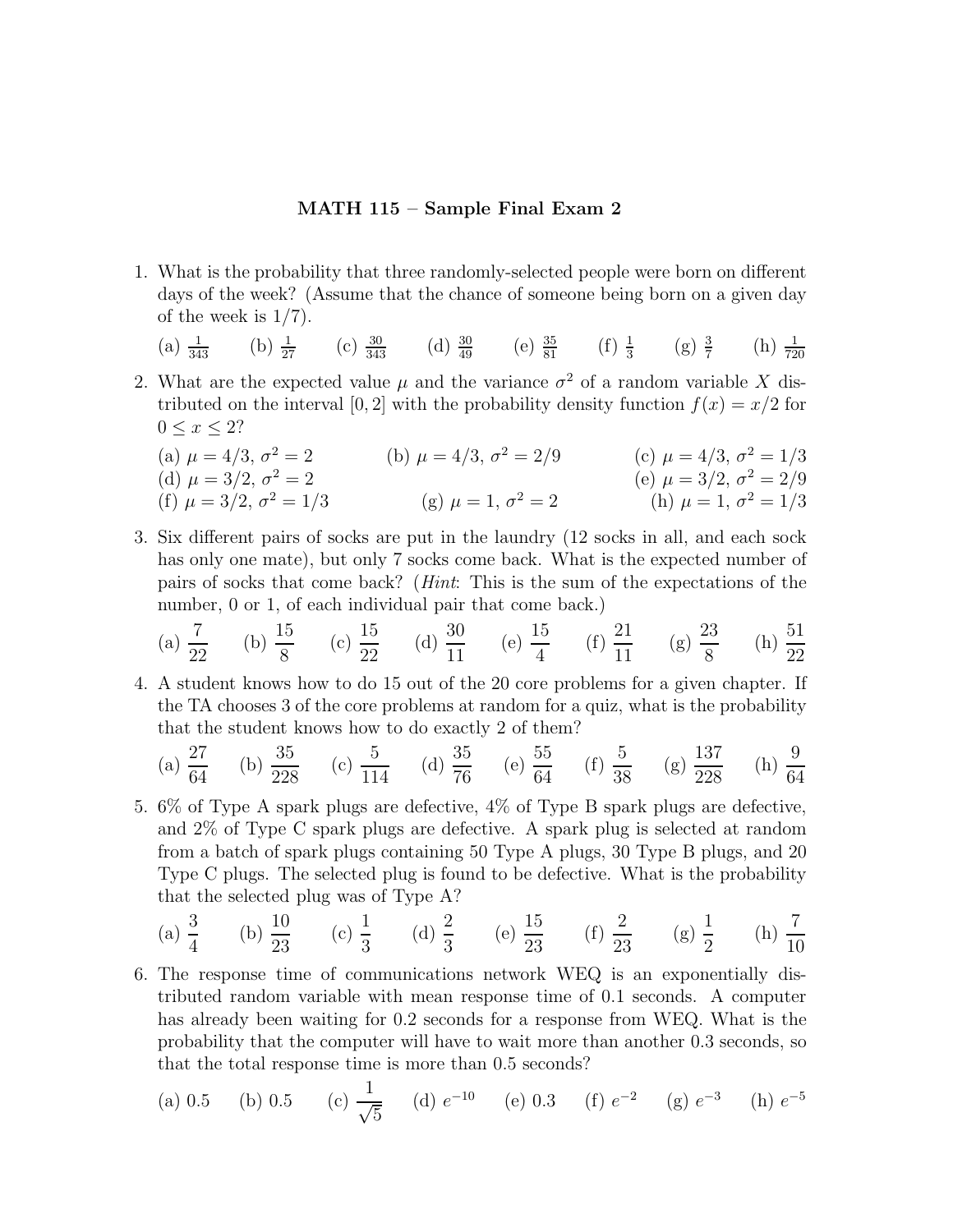**MATH 115 – Sample Final Exam 2**

1. What is the probability that three randomly-selected people were born on different days of the week? (Assume that the chance of someone being born on a given day of the week is 1/7).

   (a) $\frac{1}{343}$ (b) $\frac{1}{27}$ (c) $\frac{30}{343}$ (d) $\frac{30}{49}$ (e) $\frac{35}{81}$ (f) $\frac{1}{3}$ (g) $\frac{3}{7}$ (h) $\frac{1}{720}$

2. What are the expected value $\mu$ and the variance $\sigma^2$ of a random variable $X$ distributed on the interval $[0, 2]$ with the probability density function $f(x) = x/2$ for $0 \leq x \leq 2$?

   (a) $\mu = 4/3$, $\sigma^2 = 2$ (b) $\mu = 4/3$, $\sigma^2 = 2/9$ (c) $\mu = 4/3$, $\sigma^2 = 1/3$
   (d) $\mu = 3/2$, $\sigma^2 = 2$ (e) $\mu = 3/2$, $\sigma^2 = 2/9$
   (f) $\mu = 3/2$, $\sigma^2 = 1/3$ (g) $\mu = 1$, $\sigma^2 = 2$ (h) $\mu = 1$, $\sigma^2 = 1/3$

3. Six different pairs of socks are put in the laundry (12 socks in all, and each sock has only one mate), but only 7 socks come back. What is the expected number of pairs of socks that come back? (*Hint*: This is the sum of the expectations of the number, 0 or 1, of each individual pair that come back.)

   (a) $\dfrac{7}{22}$ (b) $\dfrac{15}{8}$ (c) $\dfrac{15}{22}$ (d) $\dfrac{30}{11}$ (e) $\dfrac{15}{4}$ (f) $\dfrac{21}{11}$ (g) $\dfrac{23}{8}$ (h) $\dfrac{51}{22}$

4. A student knows how to do 15 out of the 20 core problems for a given chapter. If the TA chooses 3 of the core problems at random for a quiz, what is the probability that the student knows how to do exactly 2 of them?

   (a) $\dfrac{27}{64}$ (b) $\dfrac{35}{228}$ (c) $\dfrac{5}{114}$ (d) $\dfrac{35}{76}$ (e) $\dfrac{55}{64}$ (f) $\dfrac{5}{38}$ (g) $\dfrac{137}{228}$ (h) $\dfrac{9}{64}$

5. 6% of Type A spark plugs are defective, 4% of Type B spark plugs are defective, and 2% of Type C spark plugs are defective. A spark plug is selected at random from a batch of spark plugs containing 50 Type A plugs, 30 Type B plugs, and 20 Type C plugs. The selected plug is found to be defective. What is the probability that the selected plug was of Type A?

   (a) $\dfrac{3}{4}$ (b) $\dfrac{10}{23}$ (c) $\dfrac{1}{3}$ (d) $\dfrac{2}{3}$ (e) $\dfrac{15}{23}$ (f) $\dfrac{2}{23}$ (g) $\dfrac{1}{2}$ (h) $\dfrac{7}{10}$

6. The response time of communications network WEQ is an exponentially distributed random variable with mean response time of 0.1 seconds. A computer has already been waiting for 0.2 seconds for a response from WEQ. What is the probability that the computer will have to wait more than another 0.3 seconds, so that the total response time is more than 0.5 seconds?

   (a) 0.5 (b) 0.5 (c) $\dfrac{1}{\sqrt{5}}$ (d) $e^{-10}$ (e) 0.3 (f) $e^{-2}$ (g) $e^{-3}$ (h) $e^{-5}$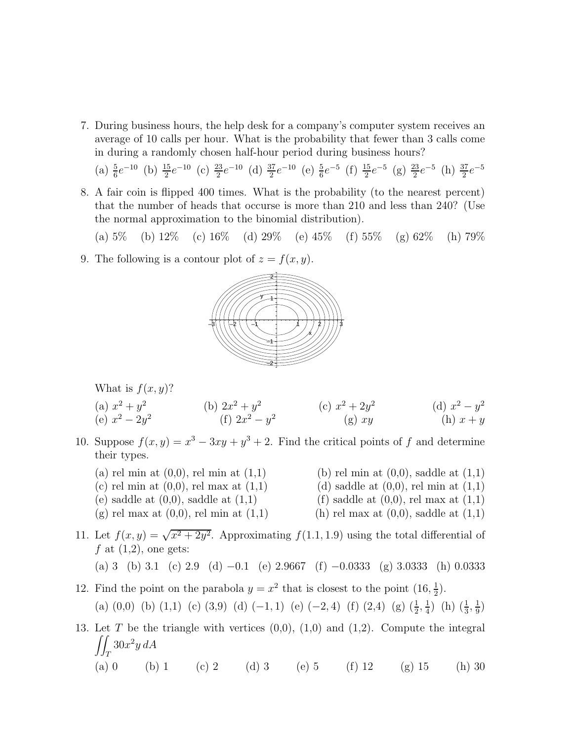7. During business hours, the help desk for a company's computer system receives an average of 10 calls per hour. What is the probability that fewer than 3 calls come in during a randomly chosen half-hour period during business hours?

   (a) $\frac{5}{6}e^{-10}$ (b) $\frac{15}{2}e^{-10}$ (c) $\frac{23}{2}e^{-10}$ (d) $\frac{37}{2}e^{-10}$ (e) $\frac{5}{6}e^{-5}$ (f) $\frac{15}{2}e^{-5}$ (g) $\frac{23}{2}e^{-5}$ (h) $\frac{37}{2}e^{-5}$

8. A fair coin is flipped 400 times. What is the probability (to the nearest percent) that the number of heads that occurse is more than 210 and less than 240? (Use the normal approximation to the binomial distribution).

   (a) 5% (b) 12% (c) 16% (d) 29% (e) 45% (f) 55% (g) 62% (h) 79%

9. The following is a contour plot of $z = f(x, y)$.

   What is $f(x, y)$?

   (a) $x^2 + y^2$ (b) $2x^2 + y^2$ (c) $x^2 + 2y^2$ (d) $x^2 - y^2$
   (e) $x^2 - 2y^2$ (f) $2x^2 - y^2$ (g) $xy$ (h) $x + y$

10. Suppose $f(x, y) = x^3 - 3xy + y^3 + 2$. Find the critical points of $f$ and determine their types.

    (a) rel min at (0,0), rel min at (1,1)
    (b) rel min at (0,0), saddle at (1,1)
    (c) rel min at (0,0), rel max at (1,1)
    (d) saddle at (0,0), rel min at (1,1)
    (e) saddle at (0,0), saddle at (1,1)
    (f) saddle at (0,0), rel max at (1,1)
    (g) rel max at (0,0), rel min at (1,1)
    (h) rel max at (0,0), saddle at (1,1)

11. Let $f(x, y) = \sqrt{x^2 + 2y^2}$. Approximating $f(1.1, 1.9)$ using the total differential of $f$ at (1,2), one gets:

    (a) 3 (b) 3.1 (c) 2.9 (d) $-0.1$ (e) 2.9667 (f) $-0.0333$ (g) 3.0333 (h) 0.0333

12. Find the point on the parabola $y = x^2$ that is closest to the point $(16, \frac{1}{2})$.

    (a) (0,0) (b) (1,1) (c) (3,9) (d) $(-1, 1)$ (e) $(-2, 4)$ (f) (2,4) (g) $(\frac{1}{2}, \frac{1}{4})$ (h) $(\frac{1}{3}, \frac{1}{9})$

13. Let $T$ be the triangle with vertices (0,0), (1,0) and (1,2). Compute the integral $\iint_T 30x^2y \, dA$

    (a) 0 (b) 1 (c) 2 (d) 3 (e) 5 (f) 12 (g) 15 (h) 30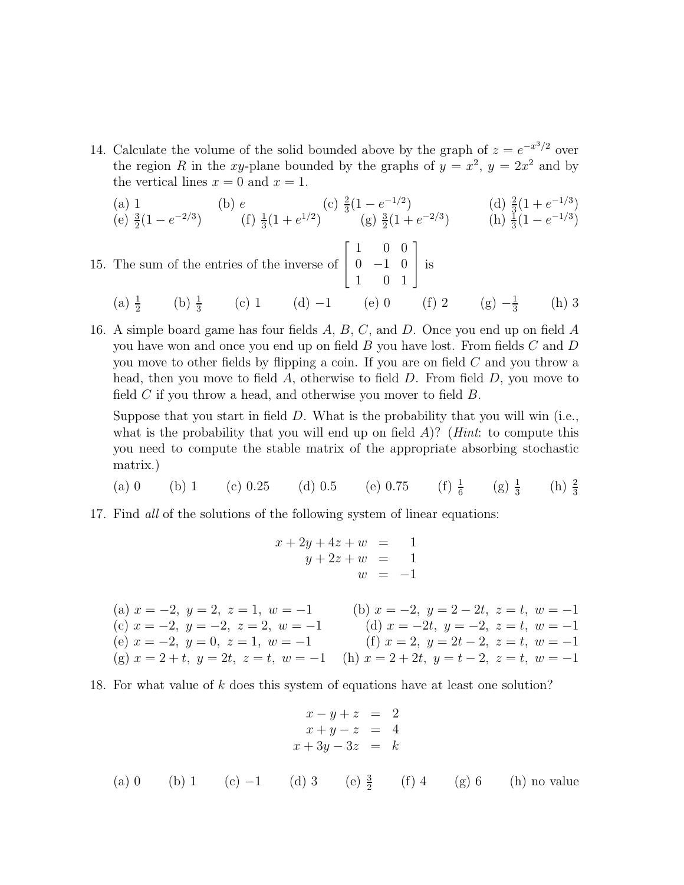14. Calculate the volume of the solid bounded above by the graph of $z = e^{-x^3/2}$ over the region $R$ in the $xy$-plane bounded by the graphs of $y = x^2$, $y = 2x^2$ and by the vertical lines $x = 0$ and $x = 1$.

    (a) $1$ (b) $e$ (c) $\frac{2}{3}(1 - e^{-1/2})$ (d) $\frac{2}{3}(1 + e^{-1/3})$
    (e) $\frac{3}{2}(1 - e^{-2/3})$ (f) $\frac{1}{3}(1 + e^{1/2})$ (g) $\frac{3}{2}(1 + e^{-2/3})$ (h) $\frac{1}{3}(1 - e^{-1/3})$

15. The sum of the entries of the inverse of $\begin{bmatrix} 1 & 0 & 0 \\ 0 & -1 & 0 \\ 1 & 0 & 1 \end{bmatrix}$ is

    (a) $\frac{1}{2}$ (b) $\frac{1}{3}$ (c) $1$ (d) $-1$ (e) $0$ (f) $2$ (g) $-\frac{1}{3}$ (h) $3$

16. A simple board game has four fields $A$, $B$, $C$, and $D$. Once you end up on field $A$ you have won and once you end up on field $B$ you have lost. From fields $C$ and $D$ you move to other fields by flipping a coin. If you are on field $C$ and you throw a head, then you move to field $A$, otherwise to field $D$. From field $D$, you move to field $C$ if you throw a head, and otherwise you mover to field $B$.

    Suppose that you start in field $D$. What is the probability that you will win (i.e., what is the probability that you will end up on field $A$)? (*Hint*: to compute this you need to compute the stable matrix of the appropriate absorbing stochastic matrix.)

    (a) $0$ (b) $1$ (c) $0.25$ (d) $0.5$ (e) $0.75$ (f) $\frac{1}{6}$ (g) $\frac{1}{3}$ (h) $\frac{2}{3}$

17. Find *all* of the solutions of the following system of linear equations:

$$\begin{aligned} x + 2y + 4z + w &= 1 \\ y + 2z + w &= 1 \\ w &= -1 \end{aligned}$$

    (a) $x = -2,\ y = 2,\ z = 1,\ w = -1$ (b) $x = -2,\ y = 2 - 2t,\ z = t,\ w = -1$
    (c) $x = -2,\ y = -2,\ z = 2,\ w = -1$ (d) $x = -2t,\ y = -2,\ z = t,\ w = -1$
    (e) $x = -2,\ y = 0,\ z = 1,\ w = -1$ (f) $x = 2,\ y = 2t - 2,\ z = t,\ w = -1$
    (g) $x = 2 + t,\ y = 2t,\ z = t,\ w = -1$ (h) $x = 2 + 2t,\ y = t - 2,\ z = t,\ w = -1$

18. For what value of $k$ does this system of equations have at least one solution?

$$\begin{aligned} x - y + z &= 2 \\ x + y - z &= 4 \\ x + 3y - 3z &= k \end{aligned}$$

    (a) $0$ (b) $1$ (c) $-1$ (d) $3$ (e) $\frac{3}{2}$ (f) $4$ (g) $6$ (h) no value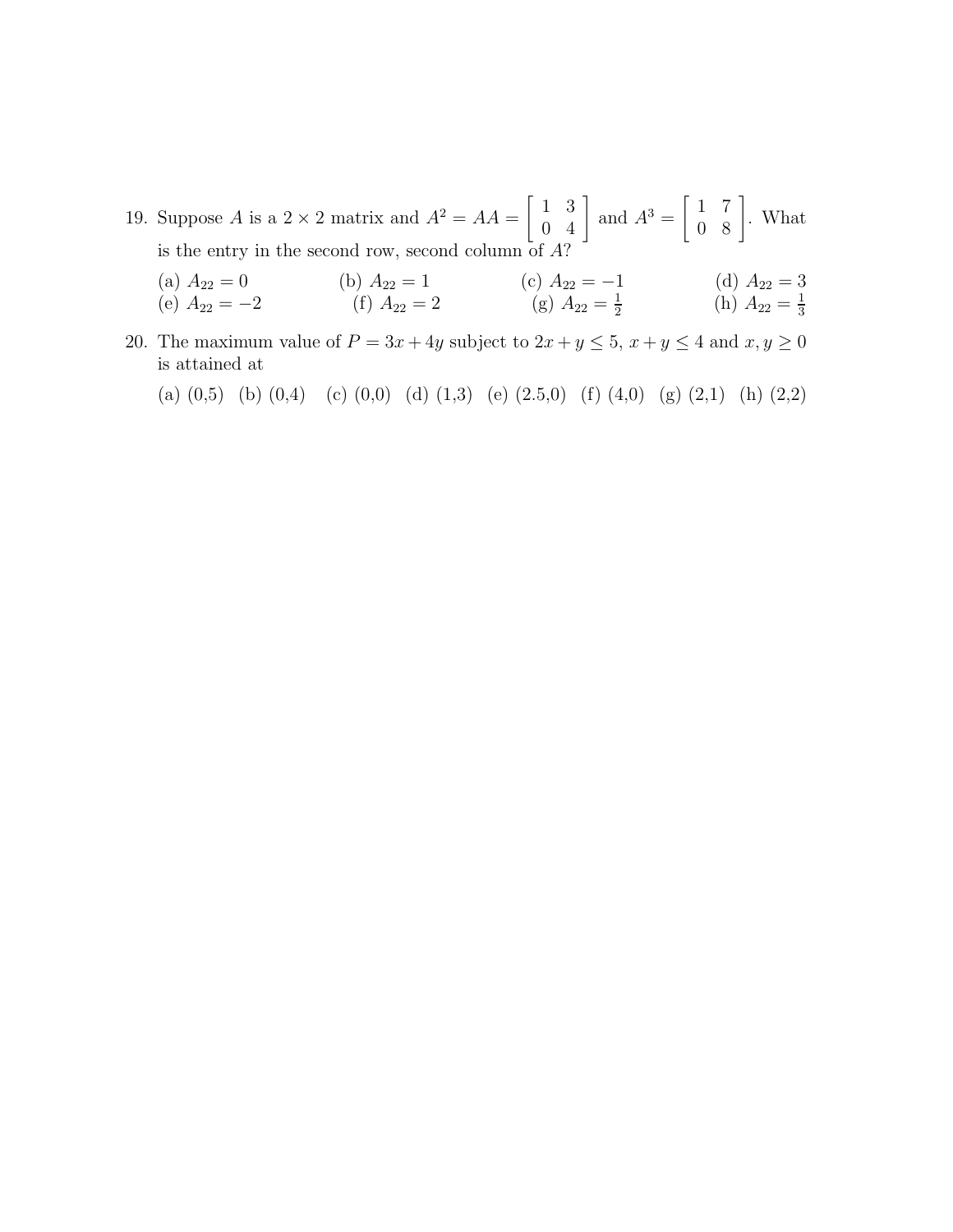19. Suppose $A$ is a $2 \times 2$ matrix and $A^2 = AA = \begin{bmatrix} 1 & 3 \\ 0 & 4 \end{bmatrix}$ and $A^3 = \begin{bmatrix} 1 & 7 \\ 0 & 8 \end{bmatrix}$. What is the entry in the second row, second column of $A$?

   (a) $A_{22} = 0$  (b) $A_{22} = 1$  (c) $A_{22} = -1$  (d) $A_{22} = 3$
   (e) $A_{22} = -2$  (f) $A_{22} = 2$  (g) $A_{22} = \frac{1}{2}$  (h) $A_{22} = \frac{1}{3}$

20. The maximum value of $P = 3x + 4y$ subject to $2x + y \leq 5$, $x + y \leq 4$ and $x, y \geq 0$ is attained at

   (a) (0,5)  (b) (0,4)  (c) (0,0)  (d) (1,3)  (e) (2.5,0)  (f) (4,0)  (g) (2,1)  (h) (2,2)